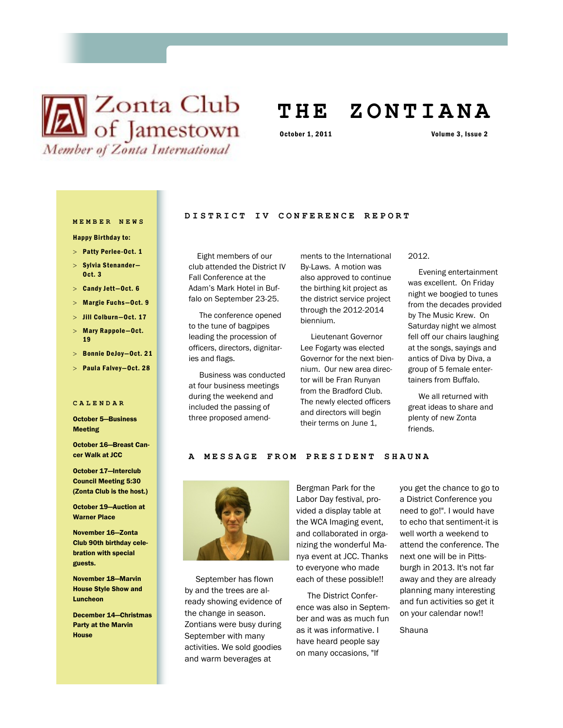Zonta Club of Jamestown

*Member of Zonta International*

# THE ZONTIANA

October 1, 2011 — Volume 3, Issue 2

## DISTRICT IV CONFERENCE REPORT

Eight members of our club attended the District IV Fall Conference at the Adam's Mark Hotel in Buffalo on September 23-25.

The conference opened to the tune of bagpipes leading the procession of officers, directors, dignitaries and flags.

Business was conducted at four business meetings during the weekend and included the passing of three proposed amendments to the International By-Laws. A motion was also approved to continue the birthing kit project as the district service project through the 2012-2014 biennium.

Lieutenant Governor Lee Fogarty was elected Governor for the next biennium. Our new area director will be Fran Runyan from the Bradford Club. The newly elected officers and directors will begin their terms on June 1, 2012.

Evening entertainment was excellent. On Friday night we boogied to tunes from the decades provided by The Music Krew. On Saturday night we almost fell off our chairs laughing at the songs, sayings and antics of Diva by Diva, a group of 5 female entertainers from Buffalo.

We all returned with great ideas to share and plenty of new Zonta friends.

## A MESSAGE FROM PRESIDENT SHAUNA

September has flown by and the trees are already showing evidence of the change in season. Zontians were busy during September with many activities. We sold goodies and warm beverages at Bergman Park for the Labor Day festival, provided a display table at the WCA Imaging event, and collaborated in organizing the wonderful Manya event at JCC. Thanks to everyone who made each of these possible!!

The District Conference was also in September and was as much fun as it was informative. I have heard people say on many occasions, "If you get the chance to go to a District Conference you need to go!". I would have to echo that sentiment-it is well worth a weekend to attend the conference. The next one will be in Pittsburgh in 2013. It's not far away and they are already planning many interesting and fun activities so get it on your calendar now!!

Shauna

## MEMBER NEWS

**Happy Birthday to:**

- **Patty Perlee-Oct. 1**
- **Sylvia Stenander—Oct. 3**
- **Candy Jett—Oct. 6**
- **Margie Fuchs—Oct. 9**
- **Jill Colburn—Oct. 17**
- **Mary Rappole—Oct. 19**
- **Bonnie DeJoy—Oct. 21**
- **Paula Falvey—Oct. 28**

## CALENDAR

**October 5—Business Meeting**

**October 16—Breast Cancer Walk at JCC**

**October 17—Interclub Council Meeting 5:30 (Zonta Club is the host.)**

**October 19—Auction at Warner Place**

**November 16—Zonta Club 90th birthday celebration with special guests.**

**November 18—Marvin House Style Show and Luncheon**

**December 14—Christmas Party at the Marvin House**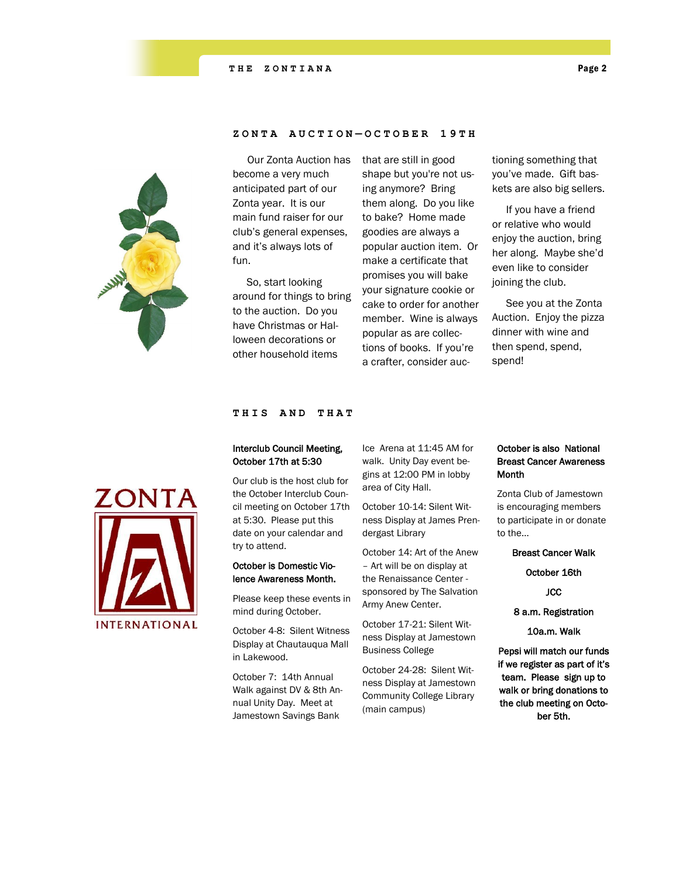## ZONTA AUCTION—OCTOBER 19TH

Our Zonta Auction has become a very much anticipated part of our Zonta year. It is our main fund raiser for our club's general expenses, and it's always lots of fun.

So, start looking around for things to bring to the auction. Do you have Christmas or Halloween decorations or other household items that are still in good shape but you're not using anymore? Bring them along. Do you like to bake? Home made goodies are always a popular auction item. Or make a certificate that promises you will bake your signature cookie or cake to order for another member. Wine is always popular as are collections of books. If you're a crafter, consider auctioning something that you've made. Gift baskets are also big sellers.

If you have a friend or relative who would enjoy the auction, bring her along. Maybe she'd even like to consider joining the club.

See you at the Zonta Auction. Enjoy the pizza dinner with wine and then spend, spend, spend!

## THIS AND THAT

**Interclub Council Meeting, October 17th at 5:30**

Our club is the host club for the October Interclub Council meeting on October 17th at 5:30. Please put this date on your calendar and try to attend.

**October is Domestic Violence Awareness Month.**

Please keep these events in mind during October.

October 4-8: Silent Witness Display at Chautauqua Mall in Lakewood.

October 7: 14th Annual Walk against DV & 8th Annual Unity Day. Meet at Jamestown Savings Bank Ice Arena at 11:45 AM for walk. Unity Day event begins at 12:00 PM in lobby area of City Hall.

October 10-14: Silent Witness Display at James Prendergast Library

October 14: Art of the Anew – Art will be on display at the Renaissance Center - sponsored by The Salvation Army Anew Center.

October 17-21: Silent Witness Display at Jamestown Business College

October 24-28: Silent Witness Display at Jamestown Community College Library (main campus)

**October is also National Breast Cancer Awareness Month**

Zonta Club of Jamestown is encouraging members to participate in or donate to the...

**Breast Cancer Walk**

**October 16th**

**JCC**

**8 a.m. Registration**

**10a.m. Walk**

**Pepsi will match our funds if we register as part of it's team. Please sign up to walk or bring donations to the club meeting on October 5th.**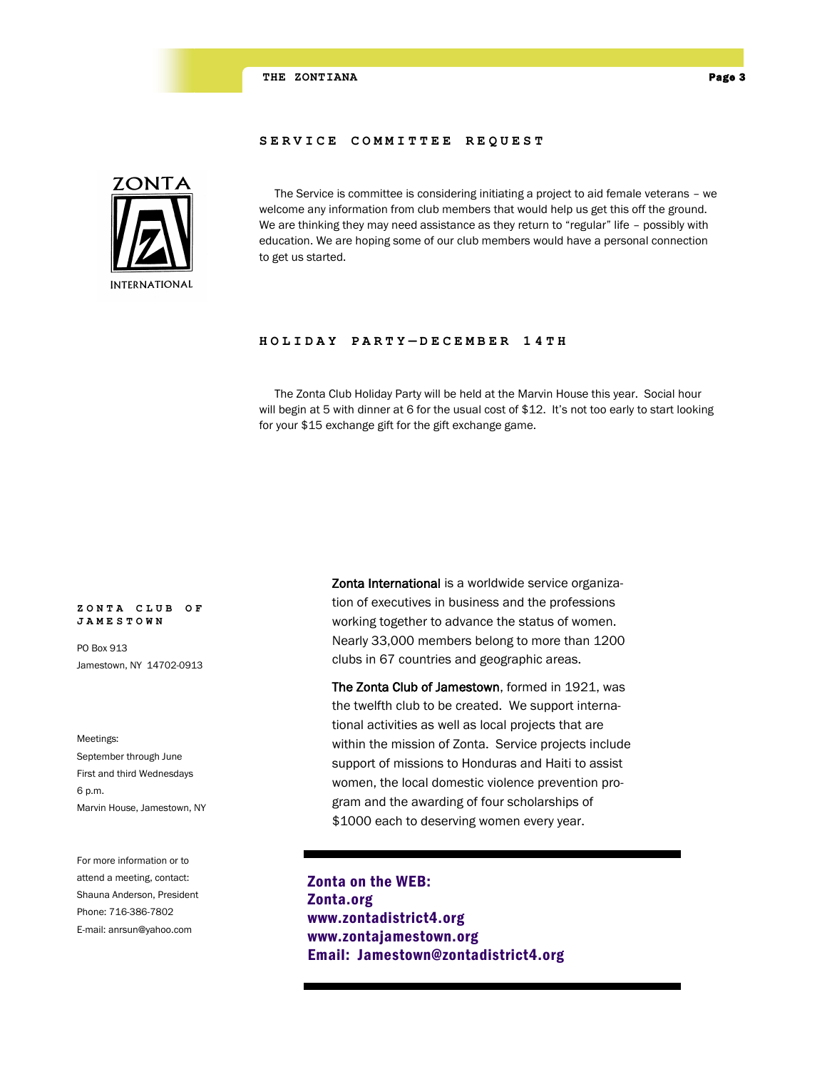## SERVICE COMMITTEE REQUEST

The Service is committee is considering initiating a project to aid female veterans – we welcome any information from club members that would help us get this off the ground. We are thinking they may need assistance as they return to "regular" life – possibly with education. We are hoping some of our club members would have a personal connection to get us started.

## HOLIDAY PARTY—DECEMBER 14TH

The Zonta Club Holiday Party will be held at the Marvin House this year. Social hour will begin at 5 with dinner at 6 for the usual cost of $12. It's not too early to start looking for your $15 exchange gift for the gift exchange game.

### ZONTA CLUB OF JAMESTOWN

PO Box 913
Jamestown, NY 14702-0913

Meetings:
September through June
First and third Wednesdays
6 p.m.
Marvin House, Jamestown, NY

For more information or to attend a meeting, contact:
Shauna Anderson, President
Phone: 716-386-7802
E-mail: anrsun@yahoo.com

**Zonta International** is a worldwide service organization of executives in business and the professions working together to advance the status of women. Nearly 33,000 members belong to more than 1200 clubs in 67 countries and geographic areas.

**The Zonta Club of Jamestown**, formed in 1921, was the twelfth club to be created. We support international activities as well as local projects that are within the mission of Zonta. Service projects include support of missions to Honduras and Haiti to assist women, the local domestic violence prevention program and the awarding of four scholarships of $1000 each to deserving women every year.

**Zonta on the WEB:**
**Zonta.org**
**www.zontadistrict4.org**
**www.zontajamestown.org**
**Email: Jamestown@zontadistrict4.org**